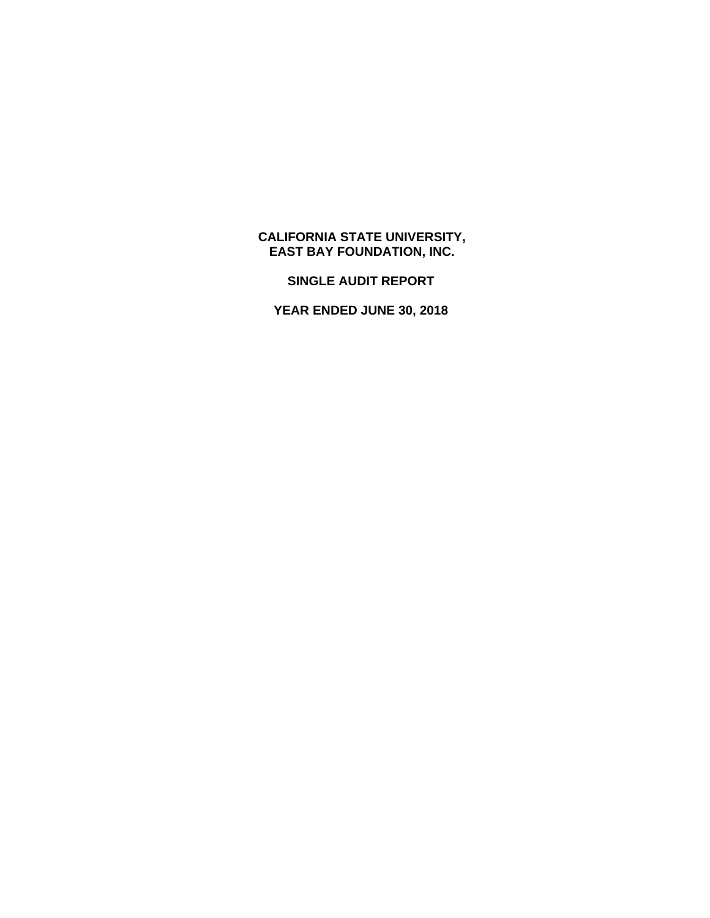# CALIFORNIA STATE UNIVERSITY, EAST BAY FOUNDATION, INC.

## SINGLE AUDIT REPORT

## YEAR ENDED JUNE 30, 2018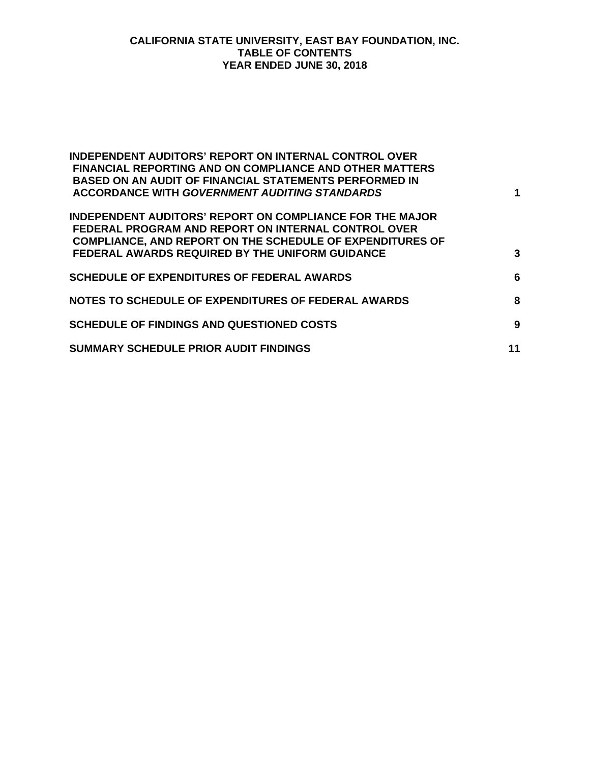# CALIFORNIA STATE UNIVERSITY, EAST BAY FOUNDATION, INC.
## TABLE OF CONTENTS
## YEAR ENDED JUNE 30, 2018

| | |
|---|---|
| **INDEPENDENT AUDITORS' REPORT ON INTERNAL CONTROL OVER FINANCIAL REPORTING AND ON COMPLIANCE AND OTHER MATTERS BASED ON AN AUDIT OF FINANCIAL STATEMENTS PERFORMED IN ACCORDANCE WITH *GOVERNMENT AUDITING STANDARDS*** | **1** |
| **INDEPENDENT AUDITORS' REPORT ON COMPLIANCE FOR THE MAJOR FEDERAL PROGRAM AND REPORT ON INTERNAL CONTROL OVER COMPLIANCE, AND REPORT ON THE SCHEDULE OF EXPENDITURES OF FEDERAL AWARDS REQUIRED BY THE UNIFORM GUIDANCE** | **3** |
| **SCHEDULE OF EXPENDITURES OF FEDERAL AWARDS** | **6** |
| **NOTES TO SCHEDULE OF EXPENDITURES OF FEDERAL AWARDS** | **8** |
| **SCHEDULE OF FINDINGS AND QUESTIONED COSTS** | **9** |
| **SUMMARY SCHEDULE PRIOR AUDIT FINDINGS** | **11** |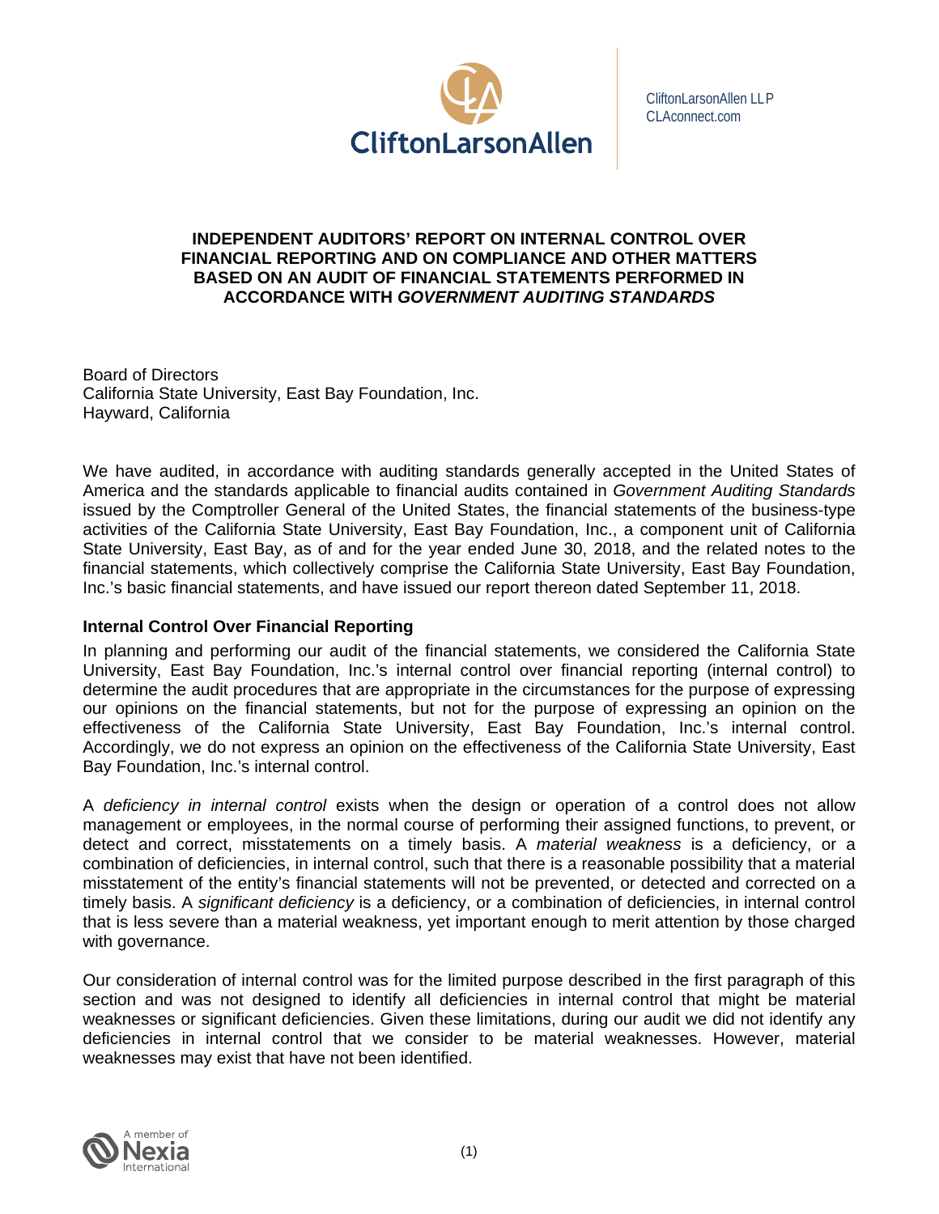CliftonLarsonAllen LLP
CLAconnect.com

**INDEPENDENT AUDITORS' REPORT ON INTERNAL CONTROL OVER FINANCIAL REPORTING AND ON COMPLIANCE AND OTHER MATTERS BASED ON AN AUDIT OF FINANCIAL STATEMENTS PERFORMED IN ACCORDANCE WITH *GOVERNMENT AUDITING STANDARDS***

Board of Directors
California State University, East Bay Foundation, Inc.
Hayward, California

We have audited, in accordance with auditing standards generally accepted in the United States of America and the standards applicable to financial audits contained in *Government Auditing Standards* issued by the Comptroller General of the United States, the financial statements of the business-type activities of the California State University, East Bay Foundation, Inc., a component unit of California State University, East Bay, as of and for the year ended June 30, 2018, and the related notes to the financial statements, which collectively comprise the California State University, East Bay Foundation, Inc.'s basic financial statements, and have issued our report thereon dated September 11, 2018.

## Internal Control Over Financial Reporting

In planning and performing our audit of the financial statements, we considered the California State University, East Bay Foundation, Inc.'s internal control over financial reporting (internal control) to determine the audit procedures that are appropriate in the circumstances for the purpose of expressing our opinions on the financial statements, but not for the purpose of expressing an opinion on the effectiveness of the California State University, East Bay Foundation, Inc.'s internal control. Accordingly, we do not express an opinion on the effectiveness of the California State University, East Bay Foundation, Inc.'s internal control.

A *deficiency in internal control* exists when the design or operation of a control does not allow management or employees, in the normal course of performing their assigned functions, to prevent, or detect and correct, misstatements on a timely basis. A *material weakness* is a deficiency, or a combination of deficiencies, in internal control, such that there is a reasonable possibility that a material misstatement of the entity's financial statements will not be prevented, or detected and corrected on a timely basis. A *significant deficiency* is a deficiency, or a combination of deficiencies, in internal control that is less severe than a material weakness, yet important enough to merit attention by those charged with governance.

Our consideration of internal control was for the limited purpose described in the first paragraph of this section and was not designed to identify all deficiencies in internal control that might be material weaknesses or significant deficiencies. Given these limitations, during our audit we did not identify any deficiencies in internal control that we consider to be material weaknesses. However, material weaknesses may exist that have not been identified.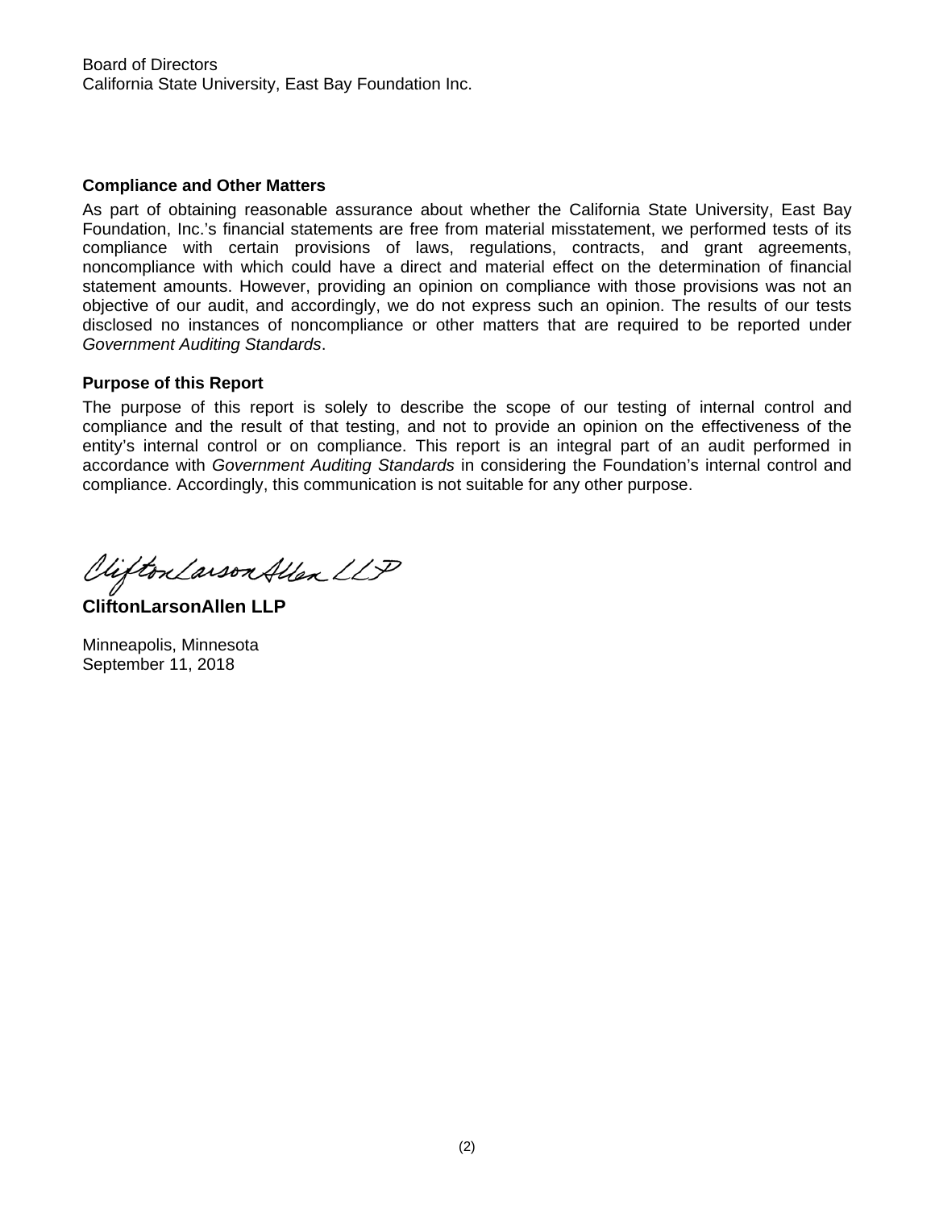Board of Directors
California State University, East Bay Foundation Inc.

**Compliance and Other Matters**

As part of obtaining reasonable assurance about whether the California State University, East Bay Foundation, Inc.'s financial statements are free from material misstatement, we performed tests of its compliance with certain provisions of laws, regulations, contracts, and grant agreements, noncompliance with which could have a direct and material effect on the determination of financial statement amounts. However, providing an opinion on compliance with those provisions was not an objective of our audit, and accordingly, we do not express such an opinion. The results of our tests disclosed no instances of noncompliance or other matters that are required to be reported under *Government Auditing Standards*.

**Purpose of this Report**

The purpose of this report is solely to describe the scope of our testing of internal control and compliance and the result of that testing, and not to provide an opinion on the effectiveness of the entity's internal control or on compliance. This report is an integral part of an audit performed in accordance with *Government Auditing Standards* in considering the Foundation's internal control and compliance. Accordingly, this communication is not suitable for any other purpose.

CliftonLarsonAllen LLP

**CliftonLarsonAllen LLP**

Minneapolis, Minnesota
September 11, 2018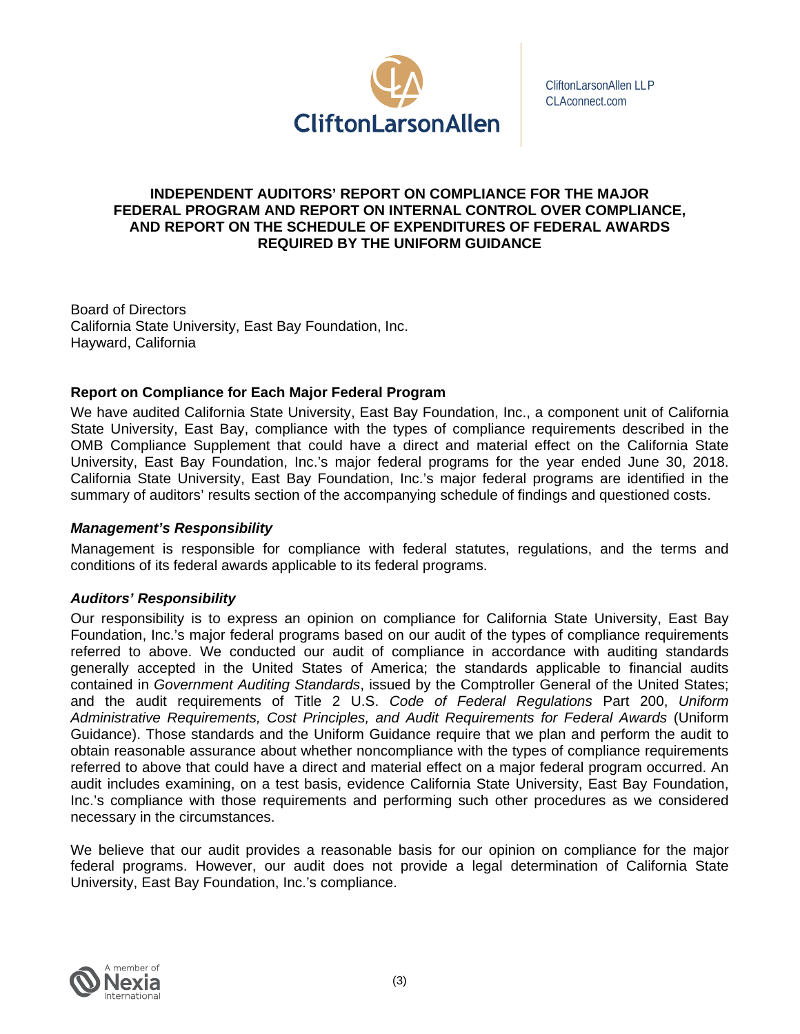# INDEPENDENT AUDITORS' REPORT ON COMPLIANCE FOR THE MAJOR FEDERAL PROGRAM AND REPORT ON INTERNAL CONTROL OVER COMPLIANCE, AND REPORT ON THE SCHEDULE OF EXPENDITURES OF FEDERAL AWARDS REQUIRED BY THE UNIFORM GUIDANCE

Board of Directors
California State University, East Bay Foundation, Inc.
Hayward, California

## Report on Compliance for Each Major Federal Program

We have audited California State University, East Bay Foundation, Inc., a component unit of California State University, East Bay, compliance with the types of compliance requirements described in the OMB Compliance Supplement that could have a direct and material effect on the California State University, East Bay Foundation, Inc.'s major federal programs for the year ended June 30, 2018. California State University, East Bay Foundation, Inc.'s major federal programs are identified in the summary of auditors' results section of the accompanying schedule of findings and questioned costs.

### *Management's Responsibility*

Management is responsible for compliance with federal statutes, regulations, and the terms and conditions of its federal awards applicable to its federal programs.

### *Auditors' Responsibility*

Our responsibility is to express an opinion on compliance for California State University, East Bay Foundation, Inc.'s major federal programs based on our audit of the types of compliance requirements referred to above. We conducted our audit of compliance in accordance with auditing standards generally accepted in the United States of America; the standards applicable to financial audits contained in *Government Auditing Standards*, issued by the Comptroller General of the United States; and the audit requirements of Title 2 U.S. *Code of Federal Regulations* Part 200, *Uniform Administrative Requirements, Cost Principles, and Audit Requirements for Federal Awards* (Uniform Guidance). Those standards and the Uniform Guidance require that we plan and perform the audit to obtain reasonable assurance about whether noncompliance with the types of compliance requirements referred to above that could have a direct and material effect on a major federal program occurred. An audit includes examining, on a test basis, evidence California State University, East Bay Foundation, Inc.'s compliance with those requirements and performing such other procedures as we considered necessary in the circumstances.

We believe that our audit provides a reasonable basis for our opinion on compliance for the major federal programs. However, our audit does not provide a legal determination of California State University, East Bay Foundation, Inc.'s compliance.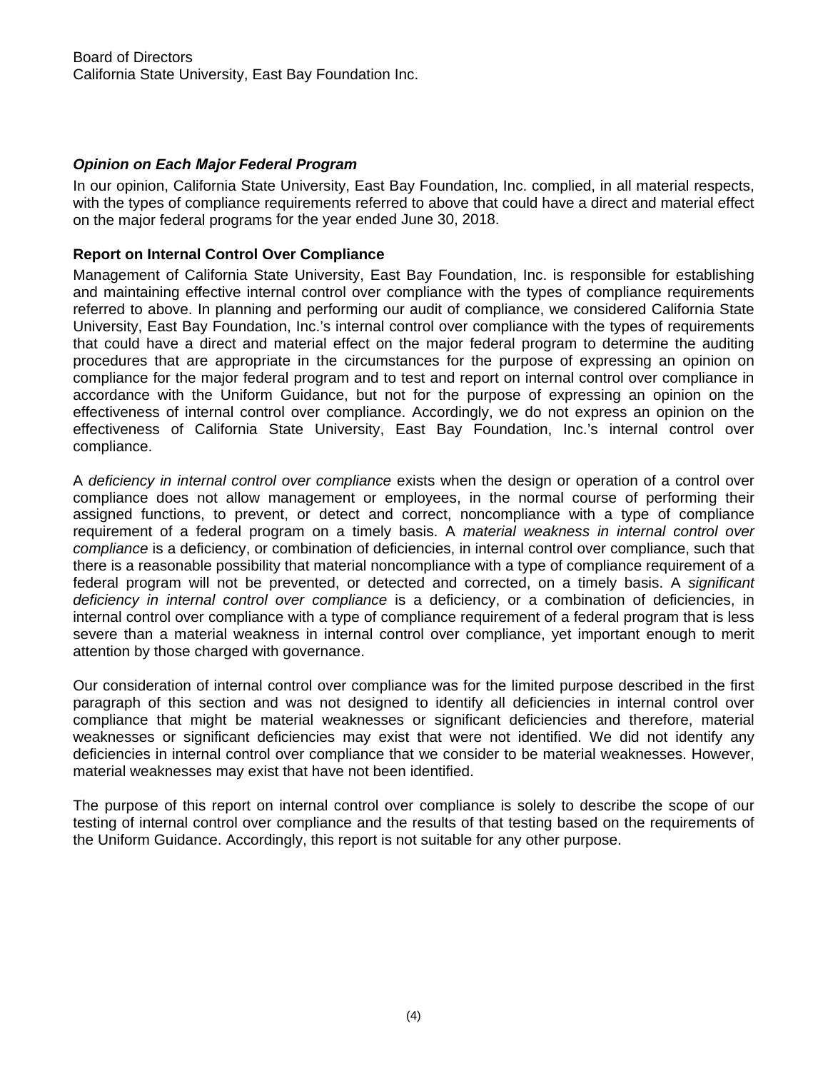Board of Directors
California State University, East Bay Foundation Inc.

***Opinion on Each Major Federal Program***

In our opinion, California State University, East Bay Foundation, Inc. complied, in all material respects, with the types of compliance requirements referred to above that could have a direct and material effect on the major federal programs for the year ended June 30, 2018.

**Report on Internal Control Over Compliance**

Management of California State University, East Bay Foundation, Inc. is responsible for establishing and maintaining effective internal control over compliance with the types of compliance requirements referred to above. In planning and performing our audit of compliance, we considered California State University, East Bay Foundation, Inc.'s internal control over compliance with the types of requirements that could have a direct and material effect on the major federal program to determine the auditing procedures that are appropriate in the circumstances for the purpose of expressing an opinion on compliance for the major federal program and to test and report on internal control over compliance in accordance with the Uniform Guidance, but not for the purpose of expressing an opinion on the effectiveness of internal control over compliance. Accordingly, we do not express an opinion on the effectiveness of California State University, East Bay Foundation, Inc.'s internal control over compliance.

A *deficiency in internal control over compliance* exists when the design or operation of a control over compliance does not allow management or employees, in the normal course of performing their assigned functions, to prevent, or detect and correct, noncompliance with a type of compliance requirement of a federal program on a timely basis. A *material weakness in internal control over compliance* is a deficiency, or combination of deficiencies, in internal control over compliance, such that there is a reasonable possibility that material noncompliance with a type of compliance requirement of a federal program will not be prevented, or detected and corrected, on a timely basis. A *significant deficiency in internal control over compliance* is a deficiency, or a combination of deficiencies, in internal control over compliance with a type of compliance requirement of a federal program that is less severe than a material weakness in internal control over compliance, yet important enough to merit attention by those charged with governance.

Our consideration of internal control over compliance was for the limited purpose described in the first paragraph of this section and was not designed to identify all deficiencies in internal control over compliance that might be material weaknesses or significant deficiencies and therefore, material weaknesses or significant deficiencies may exist that were not identified. We did not identify any deficiencies in internal control over compliance that we consider to be material weaknesses. However, material weaknesses may exist that have not been identified.

The purpose of this report on internal control over compliance is solely to describe the scope of our testing of internal control over compliance and the results of that testing based on the requirements of the Uniform Guidance. Accordingly, this report is not suitable for any other purpose.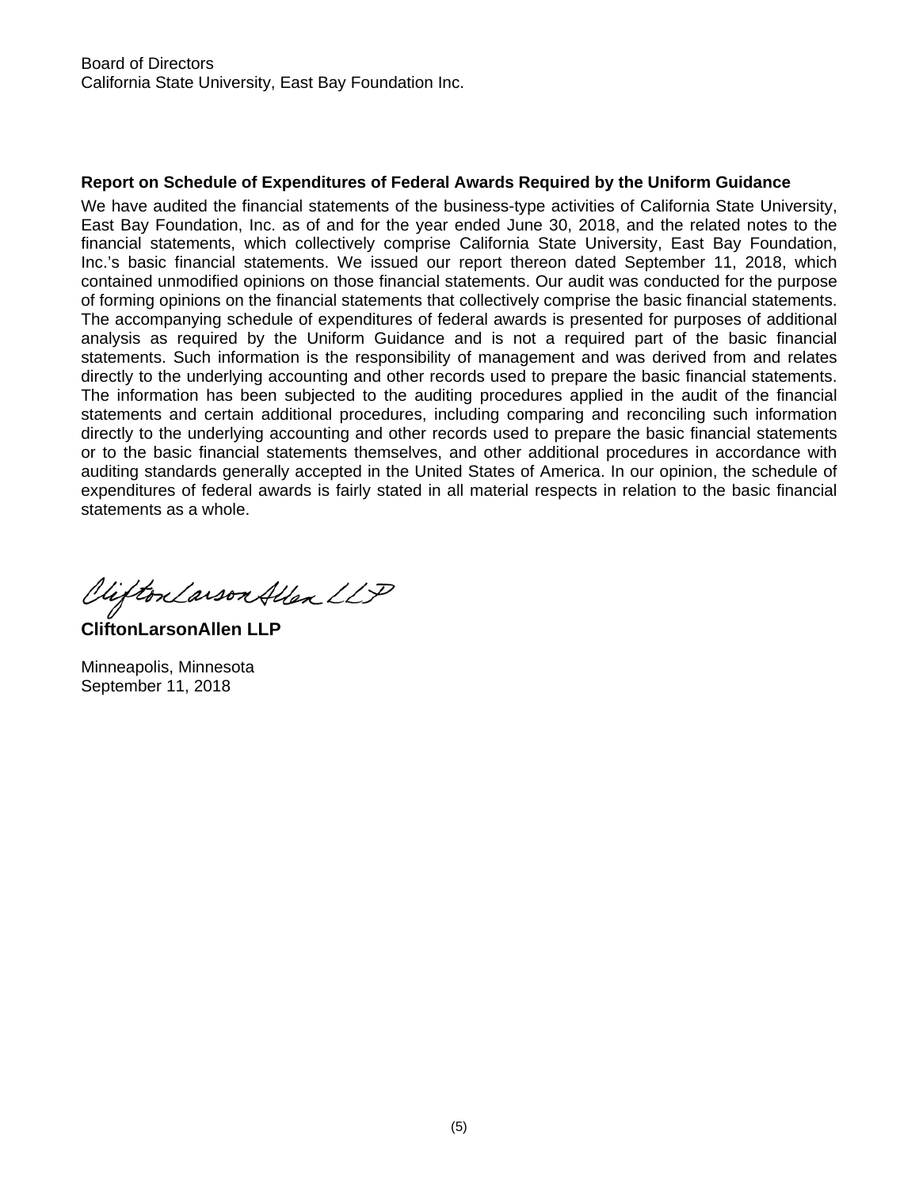Board of Directors
California State University, East Bay Foundation Inc.

**Report on Schedule of Expenditures of Federal Awards Required by the Uniform Guidance**

We have audited the financial statements of the business-type activities of California State University, East Bay Foundation, Inc. as of and for the year ended June 30, 2018, and the related notes to the financial statements, which collectively comprise California State University, East Bay Foundation, Inc.'s basic financial statements. We issued our report thereon dated September 11, 2018, which contained unmodified opinions on those financial statements. Our audit was conducted for the purpose of forming opinions on the financial statements that collectively comprise the basic financial statements. The accompanying schedule of expenditures of federal awards is presented for purposes of additional analysis as required by the Uniform Guidance and is not a required part of the basic financial statements. Such information is the responsibility of management and was derived from and relates directly to the underlying accounting and other records used to prepare the basic financial statements. The information has been subjected to the auditing procedures applied in the audit of the financial statements and certain additional procedures, including comparing and reconciling such information directly to the underlying accounting and other records used to prepare the basic financial statements or to the basic financial statements themselves, and other additional procedures in accordance with auditing standards generally accepted in the United States of America. In our opinion, the schedule of expenditures of federal awards is fairly stated in all material respects in relation to the basic financial statements as a whole.

CliftonLarsonAllen LLP

**CliftonLarsonAllen LLP**

Minneapolis, Minnesota
September 11, 2018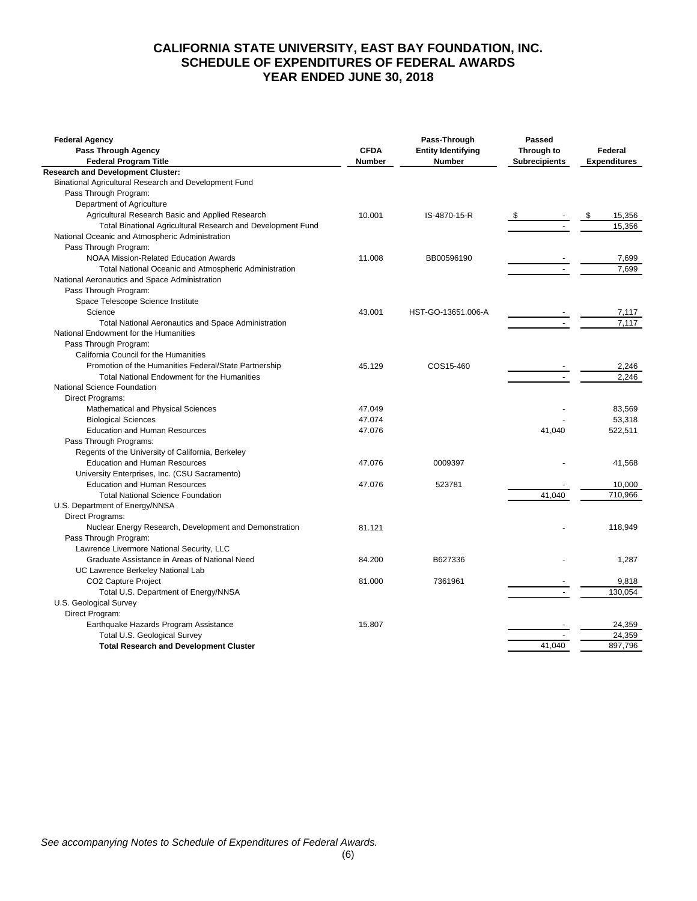# CALIFORNIA STATE UNIVERSITY, EAST BAY FOUNDATION, INC.
## SCHEDULE OF EXPENDITURES OF FEDERAL AWARDS
## YEAR ENDED JUNE 30, 2018

| Federal Agency<br>Pass Through Agency<br>Federal Program Title | CFDA Number | Pass-Through Entity Identifying Number | Passed Through to Subrecipients | Federal Expenditures |
|---|---|---|---|---|
| **Research and Development Cluster:** | | | | |
| Binational Agricultural Research and Development Fund | | | | |
| Pass Through Program: | | | | |
| Department of Agriculture | | | | |
| Agricultural Research Basic and Applied Research | 10.001 | IS-4870-15-R | $ - | $ 15,356 |
| Total Binational Agricultural Research and Development Fund | | | - | 15,356 |
| National Oceanic and Atmospheric Administration | | | | |
| Pass Through Program: | | | | |
| NOAA Mission-Related Education Awards | 11.008 | BB00596190 | - | 7,699 |
| Total National Oceanic and Atmospheric Administration | | | - | 7,699 |
| National Aeronautics and Space Administration | | | | |
| Pass Through Program: | | | | |
| Space Telescope Science Institute | | | | |
| Science | 43.001 | HST-GO-13651.006-A | - | 7,117 |
| Total National Aeronautics and Space Administration | | | - | 7,117 |
| National Endowment for the Humanities | | | | |
| Pass Through Program: | | | | |
| California Council for the Humanities | | | | |
| Promotion of the Humanities Federal/State Partnership | 45.129 | COS15-460 | - | 2,246 |
| Total National Endowment for the Humanities | | | - | 2,246 |
| National Science Foundation | | | | |
| Direct Programs: | | | | |
| Mathematical and Physical Sciences | 47.049 | | - | 83,569 |
| Biological Sciences | 47.074 | | - | 53,318 |
| Education and Human Resources | 47.076 | | 41,040 | 522,511 |
| Pass Through Programs: | | | | |
| Regents of the University of California, Berkeley | | | | |
| Education and Human Resources | 47.076 | 0009397 | - | 41,568 |
| University Enterprises, Inc. (CSU Sacramento) | | | | |
| Education and Human Resources | 47.076 | 523781 | - | 10,000 |
| Total National Science Foundation | | | 41,040 | 710,966 |
| U.S. Department of Energy/NNSA | | | | |
| Direct Programs: | | | | |
| Nuclear Energy Research, Development and Demonstration | 81.121 | | - | 118,949 |
| Pass Through Program: | | | | |
| Lawrence Livermore National Security, LLC | | | | |
| Graduate Assistance in Areas of National Need | 84.200 | B627336 | - | 1,287 |
| UC Lawrence Berkeley National Lab | | | | |
| CO2 Capture Project | 81.000 | 7361961 | - | 9,818 |
| Total U.S. Department of Energy/NNSA | | | - | 130,054 |
| U.S. Geological Survey | | | | |
| Direct Program: | | | | |
| Earthquake Hazards Program Assistance | 15.807 | | - | 24,359 |
| Total U.S. Geological Survey | | | - | 24,359 |
| **Total Research and Development Cluster** | | | 41,040 | 897,796 |

*See accompanying Notes to Schedule of Expenditures of Federal Awards.*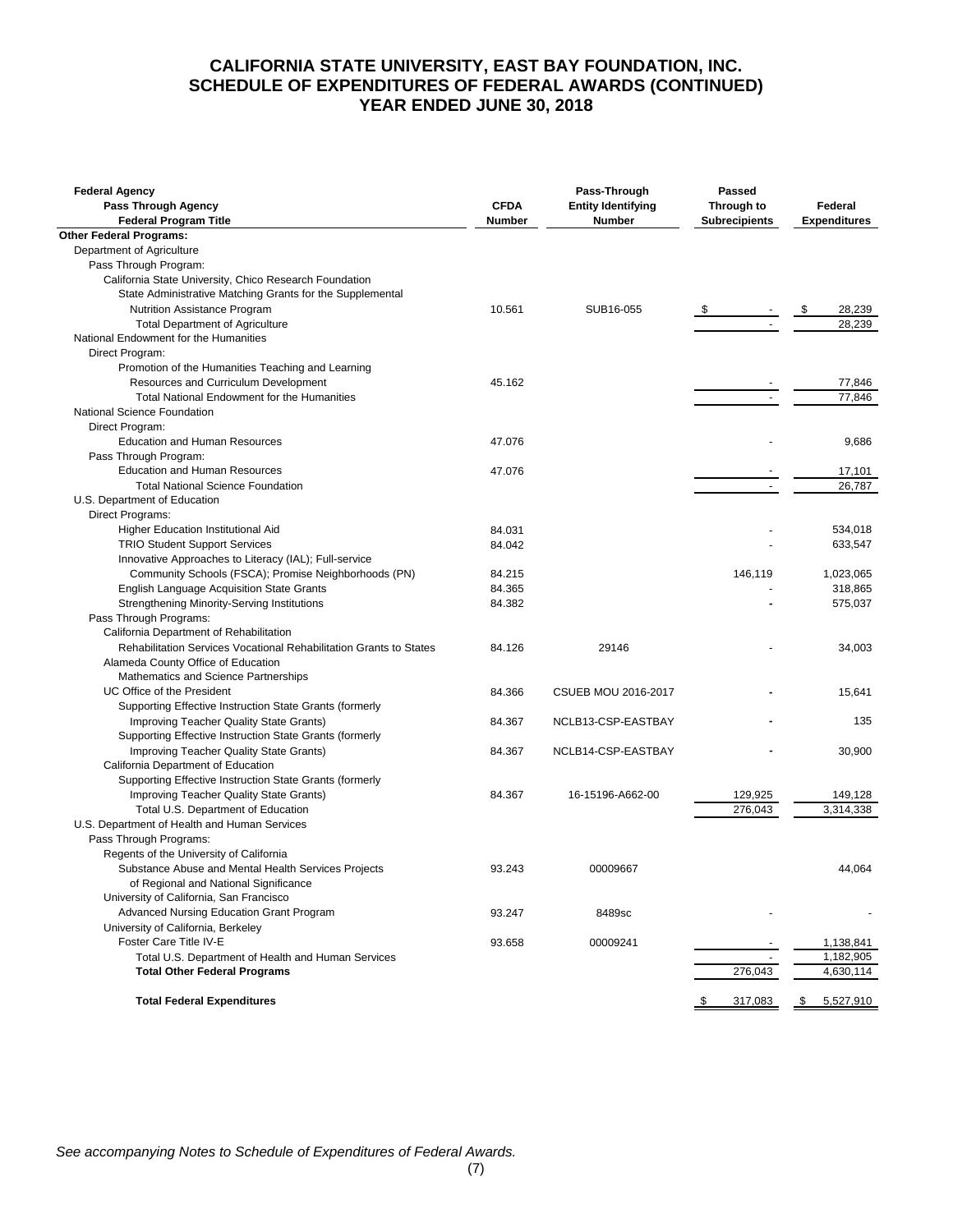# CALIFORNIA STATE UNIVERSITY, EAST BAY FOUNDATION, INC.
## SCHEDULE OF EXPENDITURES OF FEDERAL AWARDS (CONTINUED)
## YEAR ENDED JUNE 30, 2018

| Federal Agency / Pass Through Agency / Federal Program Title | CFDA Number | Pass-Through Entity Identifying Number | Passed Through to Subrecipients | Federal Expenditures |
|---|---|---|---|---|
| **Other Federal Programs:** | | | | |
| Department of Agriculture | | | | |
| Pass Through Program: | | | | |
| California State University, Chico Research Foundation | | | | |
| State Administrative Matching Grants for the Supplemental Nutrition Assistance Program | 10.561 | SUB16-055 | $ - | $ 28,239 |
| Total Department of Agriculture | | | - | 28,239 |
| National Endowment for the Humanities | | | | |
| Direct Program: | | | | |
| Promotion of the Humanities Teaching and Learning Resources and Curriculum Development | 45.162 | | - | 77,846 |
| Total National Endowment for the Humanities | | | - | 77,846 |
| National Science Foundation | | | | |
| Direct Program: | | | | |
| Education and Human Resources | 47.076 | | - | 9,686 |
| Pass Through Program: | | | | |
| Education and Human Resources | 47.076 | | - | 17,101 |
| Total National Science Foundation | | | - | 26,787 |
| U.S. Department of Education | | | | |
| Direct Programs: | | | | |
| Higher Education Institutional Aid | 84.031 | | - | 534,018 |
| TRIO Student Support Services | 84.042 | | - | 633,547 |
| Innovative Approaches to Literacy (IAL); Full-service Community Schools (FSCA); Promise Neighborhoods (PN) | 84.215 | | 146,119 | 1,023,065 |
| English Language Acquisition State Grants | 84.365 | | - | 318,865 |
| Strengthening Minority-Serving Institutions | 84.382 | | - | 575,037 |
| Pass Through Programs: | | | | |
| California Department of Rehabilitation | | | | |
| Rehabilitation Services Vocational Rehabilitation Grants to States | 84.126 | 29146 | - | 34,003 |
| Alameda County Office of Education | | | | |
| Mathematics and Science Partnerships | | | | |
| UC Office of the President | 84.366 | CSUEB MOU 2016-2017 | - | 15,641 |
| Supporting Effective Instruction State Grants (formerly Improving Teacher Quality State Grants) | 84.367 | NCLB13-CSP-EASTBAY | - | 135 |
| Supporting Effective Instruction State Grants (formerly Improving Teacher Quality State Grants) | 84.367 | NCLB14-CSP-EASTBAY | - | 30,900 |
| California Department of Education | | | | |
| Supporting Effective Instruction State Grants (formerly Improving Teacher Quality State Grants) | 84.367 | 16-15196-A662-00 | 129,925 | 149,128 |
| Total U.S. Department of Education | | | 276,043 | 3,314,338 |
| U.S. Department of Health and Human Services | | | | |
| Pass Through Programs: | | | | |
| Regents of the University of California | | | | |
| Substance Abuse and Mental Health Services Projects of Regional and National Significance | 93.243 | 00009667 | | 44,064 |
| University of California, San Francisco | | | | |
| Advanced Nursing Education Grant Program | 93.247 | 8489sc | - | - |
| University of California, Berkeley | | | | |
| Foster Care Title IV-E | 93.658 | 00009241 | - | 1,138,841 |
| Total U.S. Department of Health and Human Services | | | - | 1,182,905 |
| **Total Other Federal Programs** | | | 276,043 | 4,630,114 |
| **Total Federal Expenditures** | | | $ 317,083 | $ 5,527,910 |

*See accompanying Notes to Schedule of Expenditures of Federal Awards.*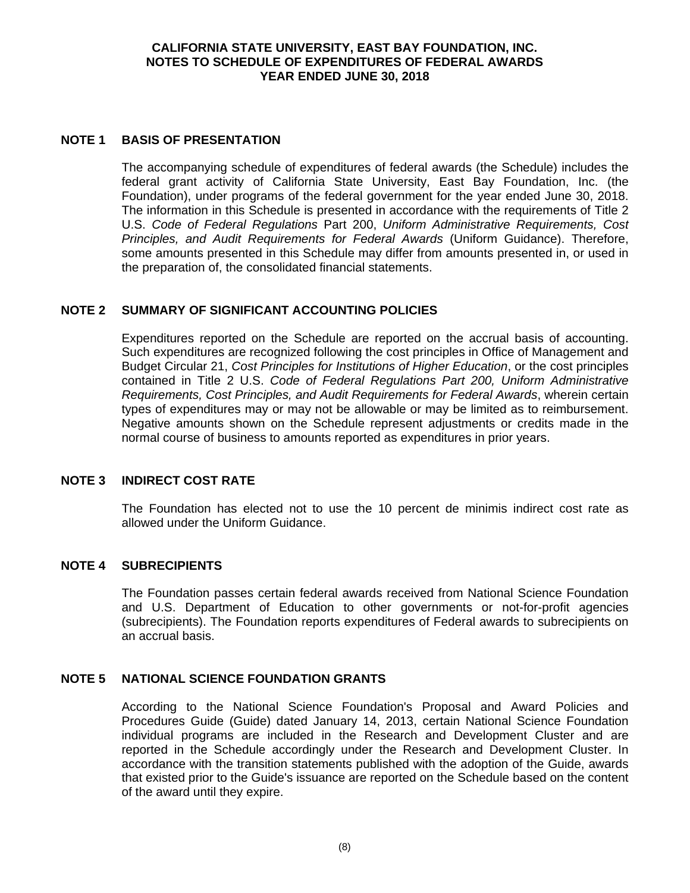# CALIFORNIA STATE UNIVERSITY, EAST BAY FOUNDATION, INC.
# NOTES TO SCHEDULE OF EXPENDITURES OF FEDERAL AWARDS
# YEAR ENDED JUNE 30, 2018

## NOTE 1 BASIS OF PRESENTATION

The accompanying schedule of expenditures of federal awards (the Schedule) includes the federal grant activity of California State University, East Bay Foundation, Inc. (the Foundation), under programs of the federal government for the year ended June 30, 2018. The information in this Schedule is presented in accordance with the requirements of Title 2 U.S. *Code of Federal Regulations* Part 200, *Uniform Administrative Requirements, Cost Principles, and Audit Requirements for Federal Awards* (Uniform Guidance). Therefore, some amounts presented in this Schedule may differ from amounts presented in, or used in the preparation of, the consolidated financial statements.

## NOTE 2 SUMMARY OF SIGNIFICANT ACCOUNTING POLICIES

Expenditures reported on the Schedule are reported on the accrual basis of accounting. Such expenditures are recognized following the cost principles in Office of Management and Budget Circular 21, *Cost Principles for Institutions of Higher Education*, or the cost principles contained in Title 2 U.S. *Code of Federal Regulations Part 200, Uniform Administrative Requirements, Cost Principles, and Audit Requirements for Federal Awards*, wherein certain types of expenditures may or may not be allowable or may be limited as to reimbursement. Negative amounts shown on the Schedule represent adjustments or credits made in the normal course of business to amounts reported as expenditures in prior years.

## NOTE 3 INDIRECT COST RATE

The Foundation has elected not to use the 10 percent de minimis indirect cost rate as allowed under the Uniform Guidance.

## NOTE 4 SUBRECIPIENTS

The Foundation passes certain federal awards received from National Science Foundation and U.S. Department of Education to other governments or not-for-profit agencies (subrecipients). The Foundation reports expenditures of Federal awards to subrecipients on an accrual basis.

## NOTE 5 NATIONAL SCIENCE FOUNDATION GRANTS

According to the National Science Foundation's Proposal and Award Policies and Procedures Guide (Guide) dated January 14, 2013, certain National Science Foundation individual programs are included in the Research and Development Cluster and are reported in the Schedule accordingly under the Research and Development Cluster. In accordance with the transition statements published with the adoption of the Guide, awards that existed prior to the Guide's issuance are reported on the Schedule based on the content of the award until they expire.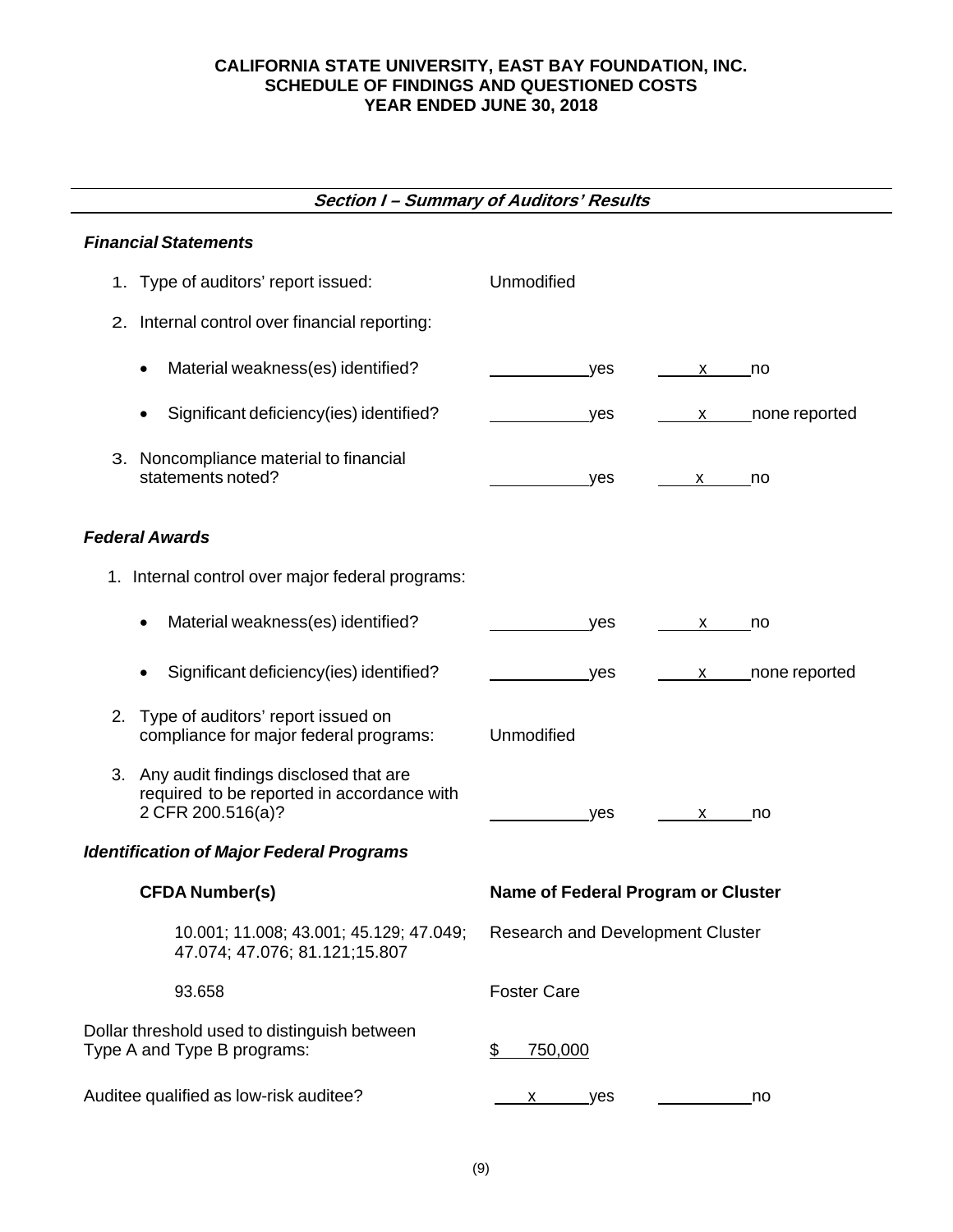**CALIFORNIA STATE UNIVERSITY, EAST BAY FOUNDATION, INC.**
**SCHEDULE OF FINDINGS AND QUESTIONED COSTS**
**YEAR ENDED JUNE 30, 2018**

## *Section I – Summary of Auditors' Results*

### *Financial Statements*

1. Type of auditors' report issued: Unmodified

2. Internal control over financial reporting:

   - Material weakness(es) identified? ______ yes __x__ no
   - Significant deficiency(ies) identified? ______ yes __x__ none reported

3. Noncompliance material to financial statements noted? ______ yes __x__ no

### *Federal Awards*

1. Internal control over major federal programs:

   - Material weakness(es) identified? ______ yes __x__ no
   - Significant deficiency(ies) identified? ______ yes __x__ none reported

2. Type of auditors' report issued on compliance for major federal programs: Unmodified

3. Any audit findings disclosed that are required to be reported in accordance with 2 CFR 200.516(a)? ______ yes __x__ no

### *Identification of Major Federal Programs*

| CFDA Number(s) | Name of Federal Program or Cluster |
|---|---|
| 10.001; 11.008; 43.001; 45.129; 47.049; 47.074; 47.076; 81.121;15.807 | Research and Development Cluster |
| 93.658 | Foster Care |

Dollar threshold used to distinguish between Type A and Type B programs: $ 750,000

Auditee qualified as low-risk auditee? __x__ yes ______ no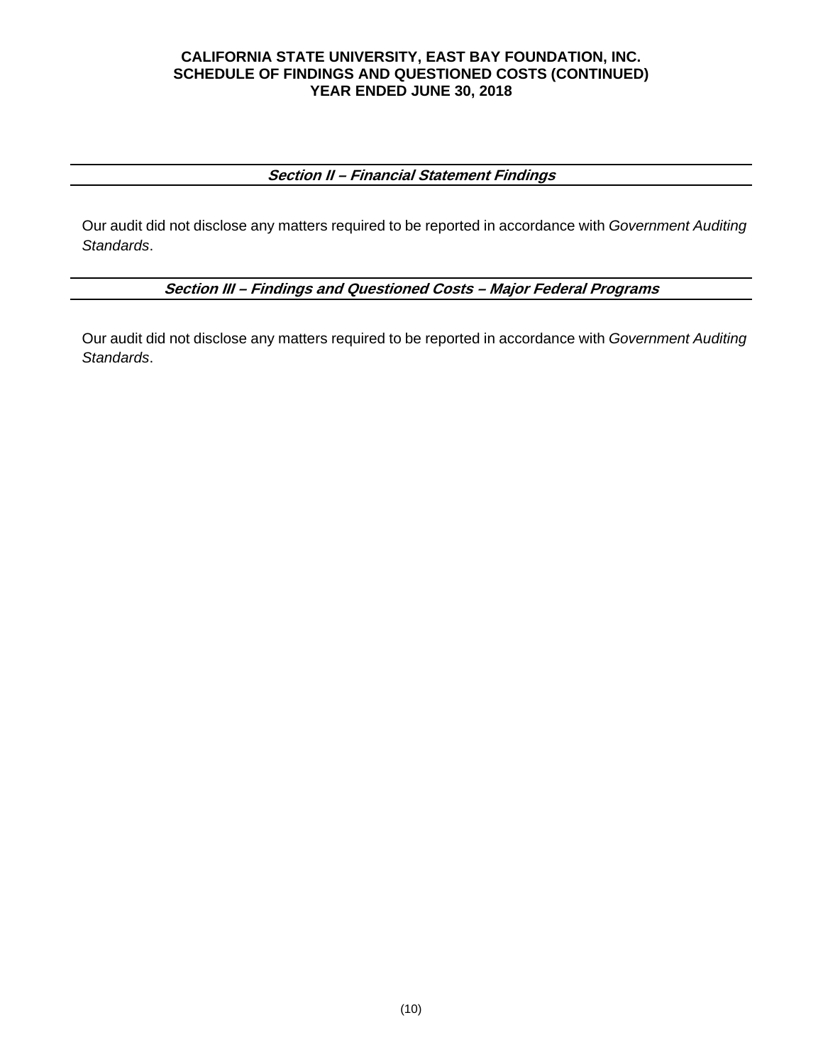**CALIFORNIA STATE UNIVERSITY, EAST BAY FOUNDATION, INC.**
**SCHEDULE OF FINDINGS AND QUESTIONED COSTS (CONTINUED)**
**YEAR ENDED JUNE 30, 2018**

## *Section II – Financial Statement Findings*

Our audit did not disclose any matters required to be reported in accordance with *Government Auditing Standards*.

## *Section III – Findings and Questioned Costs – Major Federal Programs*

Our audit did not disclose any matters required to be reported in accordance with *Government Auditing Standards*.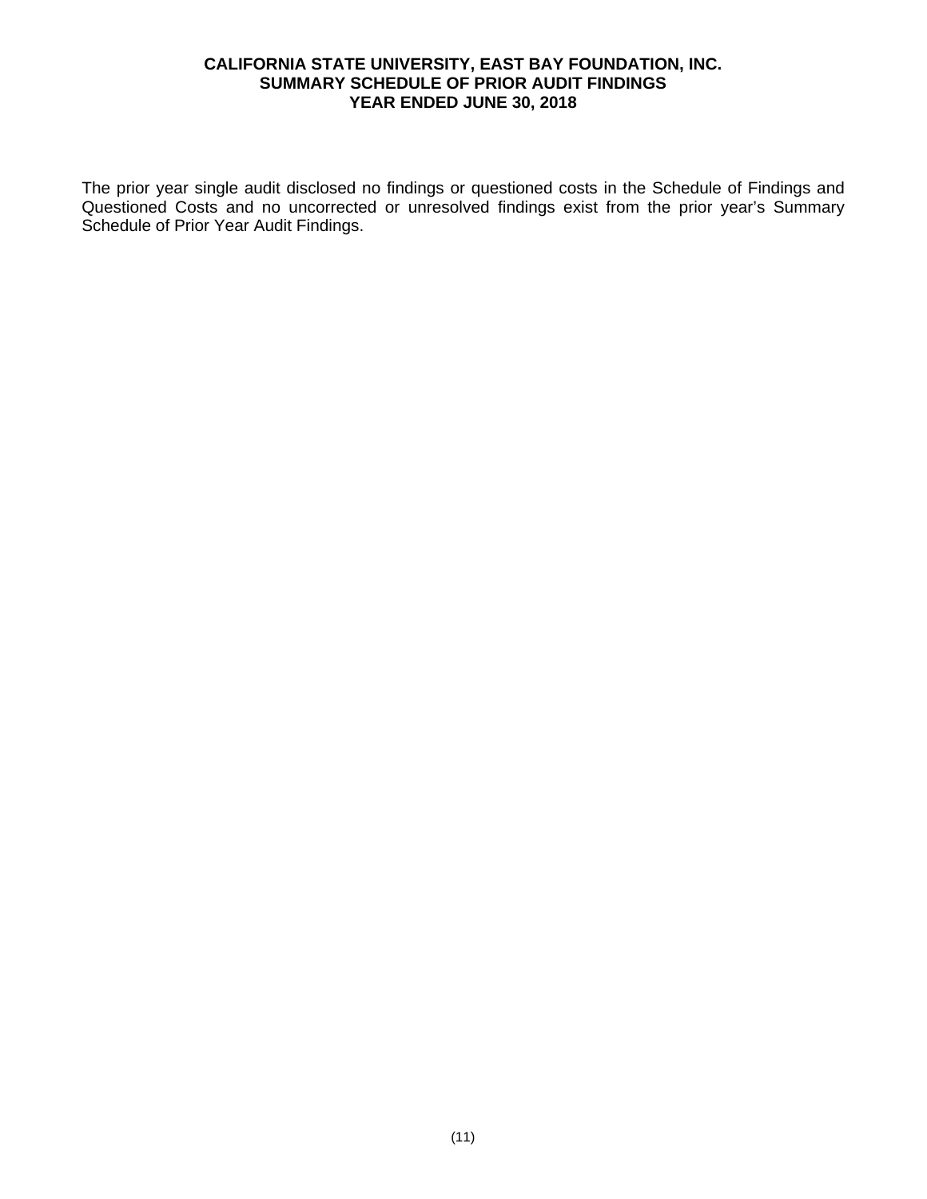**CALIFORNIA STATE UNIVERSITY, EAST BAY FOUNDATION, INC.**
**SUMMARY SCHEDULE OF PRIOR AUDIT FINDINGS**
**YEAR ENDED JUNE 30, 2018**

The prior year single audit disclosed no findings or questioned costs in the Schedule of Findings and Questioned Costs and no uncorrected or unresolved findings exist from the prior year's Summary Schedule of Prior Year Audit Findings.